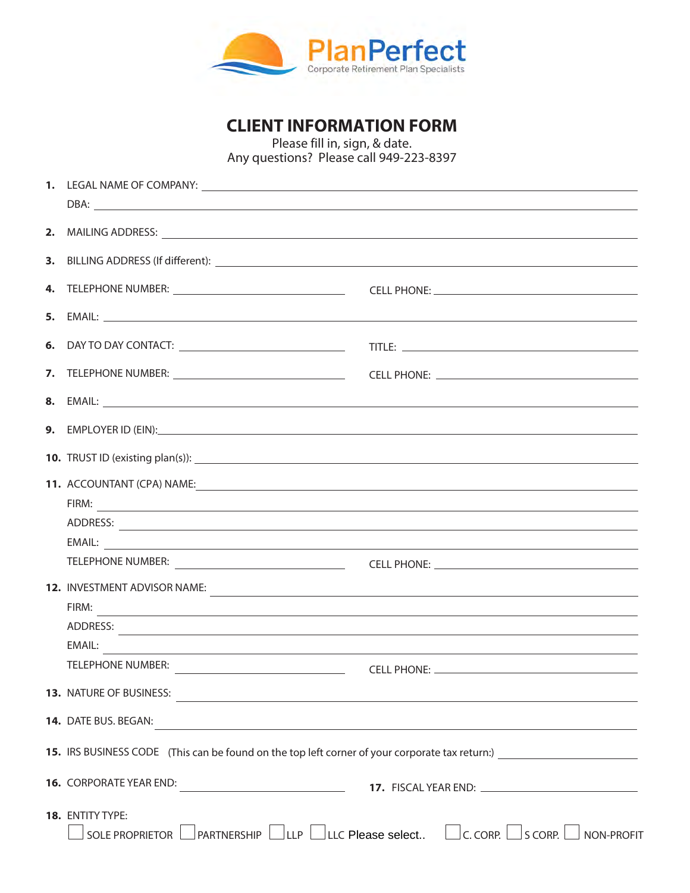PlanPerfect
Corporate Retirement Plan Specialists

# CLIENT INFORMATION FORM

Please fill in, sign, & date.
Any questions? Please call 949-223-8397

1. LEGAL NAME OF COMPANY: ______________________________
   DBA: ______________________________
2. MAILING ADDRESS: ______________________________
3. BILLING ADDRESS (If different): ______________________________
4. TELEPHONE NUMBER: ______________ CELL PHONE: ______________
5. EMAIL: ______________________________
6. DAY TO DAY CONTACT: ______________ TITLE: ______________
7. TELEPHONE NUMBER: ______________ CELL PHONE: ______________
8. EMAIL: ______________________________
9. EMPLOYER ID (EIN): ______________________________
10. TRUST ID (existing plan(s)): ______________________________
11. ACCOUNTANT (CPA) NAME: ______________________________
    FIRM: ______________________________
    ADDRESS: ______________________________
    EMAIL: ______________________________
    TELEPHONE NUMBER: ______________ CELL PHONE: ______________
12. INVESTMENT ADVISOR NAME: ______________________________
    FIRM: ______________________________
    ADDRESS: ______________________________
    EMAIL: ______________________________
    TELEPHONE NUMBER: ______________ CELL PHONE: ______________
13. NATURE OF BUSINESS: ______________________________
14. DATE BUS. BEGAN: ______________________________
15. IRS BUSINESS CODE (This can be found on the top left corner of your corporate tax return:) ______________
16. CORPORATE YEAR END: ______________ 17. FISCAL YEAR END: ______________
18. ENTITY TYPE:
    ☐ SOLE PROPRIETOR ☐ PARTNERSHIP ☐ LLP ☐ LLC Please select.. ☐ C. CORP. ☐ S CORP. ☐ NON-PROFIT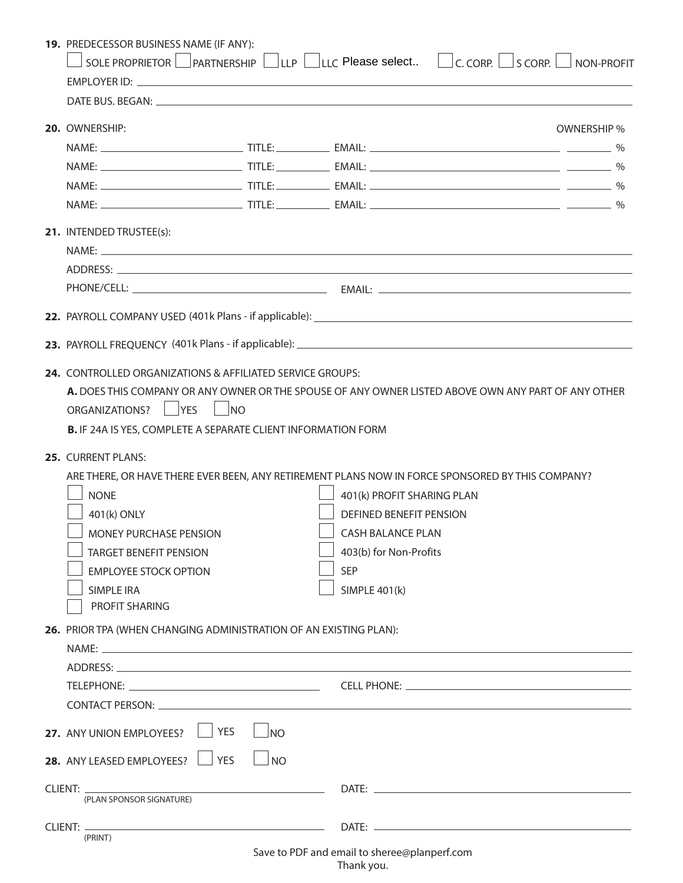**19.** PREDECESSOR BUSINESS NAME (IF ANY): \_\_\_\_\_\_\_\_\_\_

☐ SOLE PROPRIETOR ☐ PARTNERSHIP ☐ LLP ☐ LLC Please select.. ☐ C. CORP. ☐ S CORP. ☐ NON-PROFIT

EMPLOYER ID: \_\_\_\_\_\_\_\_\_\_

DATE BUS. BEGAN: \_\_\_\_\_\_\_\_\_\_

**20.** OWNERSHIP: OWNERSHIP %

NAME: \_\_\_\_\_\_\_\_\_\_ TITLE: \_\_\_\_\_\_\_\_\_\_ EMAIL: \_\_\_\_\_\_\_\_\_\_ \_\_\_\_\_\_ %

NAME: \_\_\_\_\_\_\_\_\_\_ TITLE: \_\_\_\_\_\_\_\_\_\_ EMAIL: \_\_\_\_\_\_\_\_\_\_ \_\_\_\_\_\_ %

NAME: \_\_\_\_\_\_\_\_\_\_ TITLE: \_\_\_\_\_\_\_\_\_\_ EMAIL: \_\_\_\_\_\_\_\_\_\_ \_\_\_\_\_\_ %

NAME: \_\_\_\_\_\_\_\_\_\_ TITLE: \_\_\_\_\_\_\_\_\_\_ EMAIL: \_\_\_\_\_\_\_\_\_\_ \_\_\_\_\_\_ %

**21.** INTENDED TRUSTEE(s):

NAME: \_\_\_\_\_\_\_\_\_\_

ADDRESS: \_\_\_\_\_\_\_\_\_\_

PHONE/CELL: \_\_\_\_\_\_\_\_\_\_ EMAIL: \_\_\_\_\_\_\_\_\_\_

**22.** PAYROLL COMPANY USED (401k Plans - if applicable): \_\_\_\_\_\_\_\_\_\_

**23.** PAYROLL FREQUENCY (401k Plans - if applicable): \_\_\_\_\_\_\_\_\_\_

**24.** CONTROLLED ORGANIZATIONS & AFFILIATED SERVICE GROUPS:

**A.** DOES THIS COMPANY OR ANY OWNER OR THE SPOUSE OF ANY OWNER LISTED ABOVE OWN ANY PART OF ANY OTHER ORGANIZATIONS? ☐ YES ☐ NO

**B.** IF 24A IS YES, COMPLETE A SEPARATE CLIENT INFORMATION FORM

**25.** CURRENT PLANS:

ARE THERE, OR HAVE THERE EVER BEEN, ANY RETIREMENT PLANS NOW IN FORCE SPONSORED BY THIS COMPANY?

☐ NONE
☐ 401(k) ONLY
☐ MONEY PURCHASE PENSION
☐ TARGET BENEFIT PENSION
☐ EMPLOYEE STOCK OPTION
☐ SIMPLE IRA
☐ PROFIT SHARING
☐ 401(k) PROFIT SHARING PLAN
☐ DEFINED BENEFIT PENSION
☐ CASH BALANCE PLAN
☐ 403(b) for Non-Profits
☐ SEP
☐ SIMPLE 401(k)

**26.** PRIOR TPA (WHEN CHANGING ADMINISTRATION OF AN EXISTING PLAN):

NAME: \_\_\_\_\_\_\_\_\_\_

ADDRESS: \_\_\_\_\_\_\_\_\_\_

TELEPHONE: \_\_\_\_\_\_\_\_\_\_ CELL PHONE: \_\_\_\_\_\_\_\_\_\_

CONTACT PERSON: \_\_\_\_\_\_\_\_\_\_

**27.** ANY UNION EMPLOYEES? ☐ YES ☐ NO

**28.** ANY LEASED EMPLOYEES? ☐ YES ☐ NO

CLIENT: \_\_\_\_\_\_\_\_\_\_ DATE: \_\_\_\_\_\_\_\_\_\_
(PLAN SPONSOR SIGNATURE)

CLIENT: \_\_\_\_\_\_\_\_\_\_ DATE: \_\_\_\_\_\_\_\_\_\_
(PRINT)

Save to PDF and email to sheree@planperf.com
Thank you.